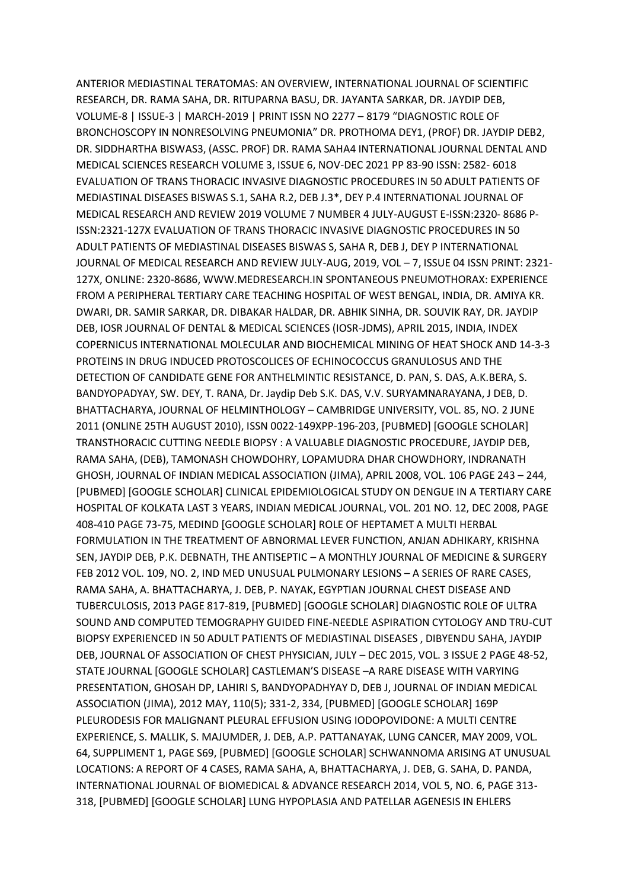ANTERIOR MEDIASTINAL TERATOMAS: AN OVERVIEW, INTERNATIONAL JOURNAL OF SCIENTIFIC RESEARCH, DR. RAMA SAHA, DR. RITUPARNA BASU, DR. JAYANTA SARKAR, DR. JAYDIP DEB, VOLUME-8 | ISSUE-3 | MARCH-2019 | PRINT ISSN NO 2277 – 8179 "DIAGNOSTIC ROLE OF BRONCHOSCOPY IN NONRESOLVING PNEUMONIA" DR. PROTHOMA DEY1, (PROF) DR. JAYDIP DEB2, DR. SIDDHARTHA BISWAS3, (ASSC. PROF) DR. RAMA SAHA4 INTERNATIONAL JOURNAL DENTAL AND MEDICAL SCIENCES RESEARCH VOLUME 3, ISSUE 6, NOV-DEC 2021 PP 83-90 ISSN: 2582- 6018 EVALUATION OF TRANS THORACIC INVASIVE DIAGNOSTIC PROCEDURES IN 50 ADULT PATIENTS OF MEDIASTINAL DISEASES BISWAS S.1, SAHA R.2, DEB J.3*, DEY P.4 INTERNATIONAL JOURNAL OF MEDICAL RESEARCH AND REVIEW 2019 VOLUME 7 NUMBER 4 JULY-AUGUST E-ISSN:2320- 8686 P-ISSN:2321-127X EVALUATION OF TRANS THORACIC INVASIVE DIAGNOSTIC PROCEDURES IN 50 ADULT PATIENTS OF MEDIASTINAL DISEASES BISWAS S, SAHA R, DEB J, DEY P INTERNATIONAL JOURNAL OF MEDICAL RESEARCH AND REVIEW JULY-AUG, 2019, VOL – 7, ISSUE 04 ISSN PRINT: 2321-127X, ONLINE: 2320-8686, WWW.MEDRESEARCH.IN SPONTANEOUS PNEUMOTHORAX: EXPERIENCE FROM A PERIPHERAL TERTIARY CARE TEACHING HOSPITAL OF WEST BENGAL, INDIA, DR. AMIYA KR. DWARI, DR. SAMIR SARKAR, DR. DIBAKAR HALDAR, DR. ABHIK SINHA, DR. SOUVIK RAY, DR. JAYDIP DEB, IOSR JOURNAL OF DENTAL & MEDICAL SCIENCES (IOSR-JDMS), APRIL 2015, INDIA, INDEX COPERNICUS INTERNATIONAL MOLECULAR AND BIOCHEMICAL MINING OF HEAT SHOCK AND 14-3-3 PROTEINS IN DRUG INDUCED PROTOSCOLICES OF ECHINOCOCCUS GRANULOSUS AND THE DETECTION OF CANDIDATE GENE FOR ANTHELMINTIC RESISTANCE, D. PAN, S. DAS, A.K.BERA, S. BANDYOPADYAY, SW. DEY, T. RANA, Dr. Jaydip Deb S.K. DAS, V.V. SURYAMNARAYANA, J DEB, D. BHATTACHARYA, JOURNAL OF HELMINTHOLOGY – CAMBRIDGE UNIVERSITY, VOL. 85, NO. 2 JUNE 2011 (ONLINE 25TH AUGUST 2010), ISSN 0022-149XPP-196-203, [PUBMED] [GOOGLE SCHOLAR] TRANSTHORACIC CUTTING NEEDLE BIOPSY : A VALUABLE DIAGNOSTIC PROCEDURE, JAYDIP DEB, RAMA SAHA, (DEB), TAMONASH CHOWDOHRY, LOPAMUDRA DHAR CHOWDHORY, INDRANATH GHOSH, JOURNAL OF INDIAN MEDICAL ASSOCIATION (JIMA), APRIL 2008, VOL. 106 PAGE 243 – 244, [PUBMED] [GOOGLE SCHOLAR] CLINICAL EPIDEMIOLOGICAL STUDY ON DENGUE IN A TERTIARY CARE HOSPITAL OF KOLKATA LAST 3 YEARS, INDIAN MEDICAL JOURNAL, VOL. 201 NO. 12, DEC 2008, PAGE 408-410 PAGE 73-75, MEDIND [GOOGLE SCHOLAR] ROLE OF HEPTAMET A MULTI HERBAL FORMULATION IN THE TREATMENT OF ABNORMAL LEVER FUNCTION, ANJAN ADHIKARY, KRISHNA SEN, JAYDIP DEB, P.K. DEBNATH, THE ANTISEPTIC – A MONTHLY JOURNAL OF MEDICINE & SURGERY FEB 2012 VOL. 109, NO. 2, IND MED UNUSUAL PULMONARY LESIONS – A SERIES OF RARE CASES, RAMA SAHA, A. BHATTACHARYA, J. DEB, P. NAYAK, EGYPTIAN JOURNAL CHEST DISEASE AND TUBERCULOSIS, 2013 PAGE 817-819, [PUBMED] [GOOGLE SCHOLAR] DIAGNOSTIC ROLE OF ULTRA SOUND AND COMPUTED TEMOGRAPHY GUIDED FINE-NEEDLE ASPIRATION CYTOLOGY AND TRU-CUT BIOPSY EXPERIENCED IN 50 ADULT PATIENTS OF MEDIASTINAL DISEASES , DIBYENDU SAHA, JAYDIP DEB, JOURNAL OF ASSOCIATION OF CHEST PHYSICIAN, JULY – DEC 2015, VOL. 3 ISSUE 2 PAGE 48-52, STATE JOURNAL [GOOGLE SCHOLAR] CASTLEMAN'S DISEASE –A RARE DISEASE WITH VARYING PRESENTATION, GHOSAH DP, LAHIRI S, BANDYOPADHYAY D, DEB J, JOURNAL OF INDIAN MEDICAL ASSOCIATION (JIMA), 2012 MAY, 110(5); 331-2, 334, [PUBMED] [GOOGLE SCHOLAR] 169P PLEURODESIS FOR MALIGNANT PLEURAL EFFUSION USING IODOPOVIDONE: A MULTI CENTRE EXPERIENCE, S. MALLIK, S. MAJUMDER, J. DEB, A.P. PATTANAYAK, LUNG CANCER, MAY 2009, VOL. 64, SUPPLIMENT 1, PAGE S69, [PUBMED] [GOOGLE SCHOLAR] SCHWANNOMA ARISING AT UNUSUAL LOCATIONS: A REPORT OF 4 CASES, RAMA SAHA, A, BHATTACHARYA, J. DEB, G. SAHA, D. PANDA, INTERNATIONAL JOURNAL OF BIOMEDICAL & ADVANCE RESEARCH 2014, VOL 5, NO. 6, PAGE 313-318, [PUBMED] [GOOGLE SCHOLAR] LUNG HYPOPLASIA AND PATELLAR AGENESIS IN EHLERS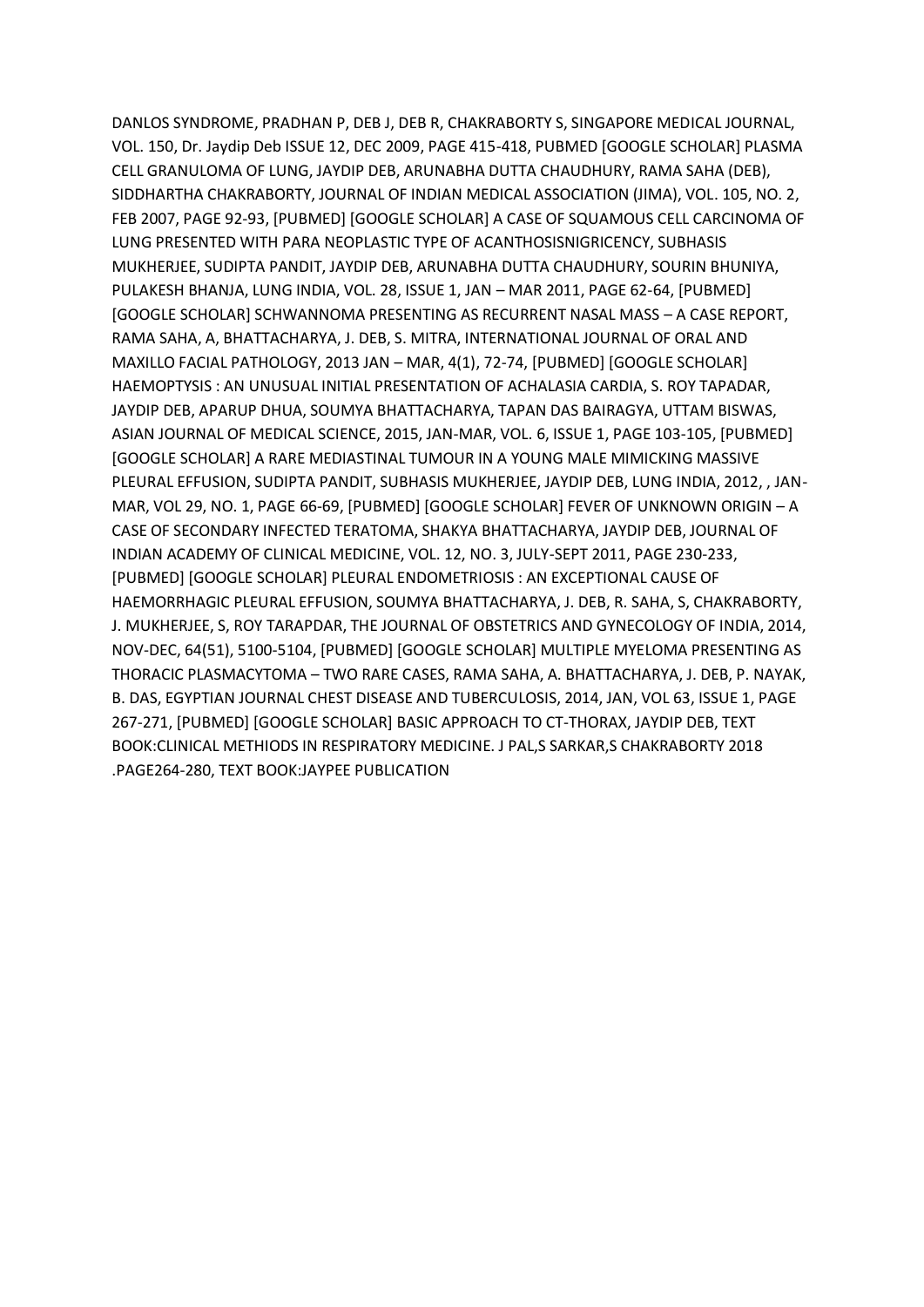DANLOS SYNDROME, PRADHAN P, DEB J, DEB R, CHAKRABORTY S, SINGAPORE MEDICAL JOURNAL, VOL. 150, Dr. Jaydip Deb ISSUE 12, DEC 2009, PAGE 415-418, PUBMED [GOOGLE SCHOLAR] PLASMA CELL GRANULOMA OF LUNG, JAYDIP DEB, ARUNABHA DUTTA CHAUDHURY, RAMA SAHA (DEB), SIDDHARTHA CHAKRABORTY, JOURNAL OF INDIAN MEDICAL ASSOCIATION (JIMA), VOL. 105, NO. 2, FEB 2007, PAGE 92-93, [PUBMED] [GOOGLE SCHOLAR] A CASE OF SQUAMOUS CELL CARCINOMA OF LUNG PRESENTED WITH PARA NEOPLASTIC TYPE OF ACANTHOSISNIGRICENCY, SUBHASIS MUKHERJEE, SUDIPTA PANDIT, JAYDIP DEB, ARUNABHA DUTTA CHAUDHURY, SOURIN BHUNIYA, PULAKESH BHANJA, LUNG INDIA, VOL. 28, ISSUE 1, JAN – MAR 2011, PAGE 62-64, [PUBMED] [GOOGLE SCHOLAR] SCHWANNOMA PRESENTING AS RECURRENT NASAL MASS – A CASE REPORT, RAMA SAHA, A, BHATTACHARYA, J. DEB, S. MITRA, INTERNATIONAL JOURNAL OF ORAL AND MAXILLO FACIAL PATHOLOGY, 2013 JAN – MAR, 4(1), 72-74, [PUBMED] [GOOGLE SCHOLAR] HAEMOPTYSIS : AN UNUSUAL INITIAL PRESENTATION OF ACHALASIA CARDIA, S. ROY TAPADAR, JAYDIP DEB, APARUP DHUA, SOUMYA BHATTACHARYA, TAPAN DAS BAIRAGYA, UTTAM BISWAS, ASIAN JOURNAL OF MEDICAL SCIENCE, 2015, JAN-MAR, VOL. 6, ISSUE 1, PAGE 103-105, [PUBMED] [GOOGLE SCHOLAR] A RARE MEDIASTINAL TUMOUR IN A YOUNG MALE MIMICKING MASSIVE PLEURAL EFFUSION, SUDIPTA PANDIT, SUBHASIS MUKHERJEE, JAYDIP DEB, LUNG INDIA, 2012, , JAN-MAR, VOL 29, NO. 1, PAGE 66-69, [PUBMED] [GOOGLE SCHOLAR] FEVER OF UNKNOWN ORIGIN – A CASE OF SECONDARY INFECTED TERATOMA, SHAKYA BHATTACHARYA, JAYDIP DEB, JOURNAL OF INDIAN ACADEMY OF CLINICAL MEDICINE, VOL. 12, NO. 3, JULY-SEPT 2011, PAGE 230-233, [PUBMED] [GOOGLE SCHOLAR] PLEURAL ENDOMETRIOSIS : AN EXCEPTIONAL CAUSE OF HAEMORRHAGIC PLEURAL EFFUSION, SOUMYA BHATTACHARYA, J. DEB, R. SAHA, S, CHAKRABORTY, J. MUKHERJEE, S, ROY TARAPDAR, THE JOURNAL OF OBSTETRICS AND GYNECOLOGY OF INDIA, 2014, NOV-DEC, 64(51), 5100-5104, [PUBMED] [GOOGLE SCHOLAR] MULTIPLE MYELOMA PRESENTING AS THORACIC PLASMACYTOMA – TWO RARE CASES, RAMA SAHA, A. BHATTACHARYA, J. DEB, P. NAYAK, B. DAS, EGYPTIAN JOURNAL CHEST DISEASE AND TUBERCULOSIS, 2014, JAN, VOL 63, ISSUE 1, PAGE 267-271, [PUBMED] [GOOGLE SCHOLAR] BASIC APPROACH TO CT-THORAX, JAYDIP DEB, TEXT BOOK:CLINICAL METHIODS IN RESPIRATORY MEDICINE. J PAL,S SARKAR,S CHAKRABORTY 2018 .PAGE264-280, TEXT BOOK:JAYPEE PUBLICATION